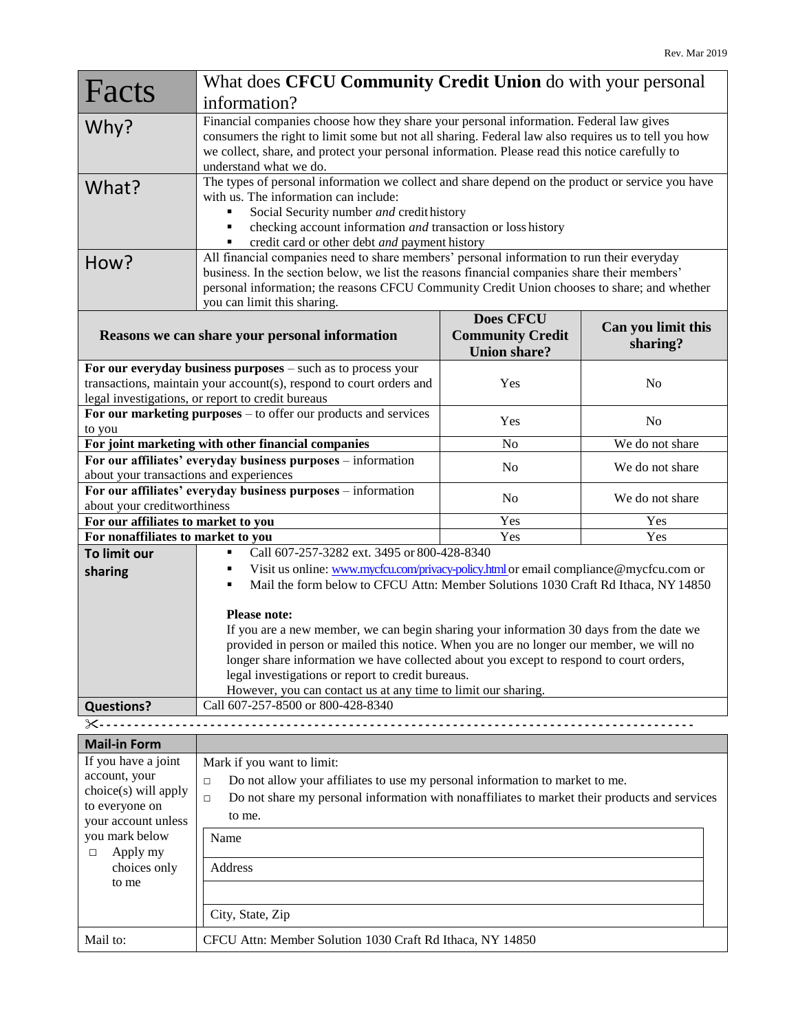Rev. Mar 2019

| Facts | What does **CFCU Community Credit Union** do with your personal information? |
|---|---|
| Why? | Financial companies choose how they share your personal information. Federal law gives consumers the right to limit some but not all sharing. Federal law also requires us to tell you how we collect, share, and protect your personal information. Please read this notice carefully to understand what we do. |
| What? | The types of personal information we collect and share depend on the product or service you have with us. The information can include:<br>▪ Social Security number *and* credit history<br>▪ checking account information *and* transaction or loss history<br>▪ credit card or other debt *and* payment history |
| How? | All financial companies need to share members' personal information to run their everyday business. In the section below, we list the reasons financial companies share their members' personal information; the reasons CFCU Community Credit Union chooses to share; and whether you can limit this sharing. |

| Reasons we can share your personal information | Does CFCU Community Credit Union share? | Can you limit this sharing? |
|---|---|---|
| **For our everyday business purposes** – such as to process your transactions, maintain your account(s), respond to court orders and legal investigations, or report to credit bureaus | Yes | No |
| **For our marketing purposes** – to offer our products and services to you | Yes | No |
| **For joint marketing with other financial companies** | No | We do not share |
| **For our affiliates' everyday business purposes** – information about your transactions and experiences | No | We do not share |
| **For our affiliates' everyday business purposes** – information about your creditworthiness | No | We do not share |
| **For our affiliates to market to you** | Yes | Yes |
| **For nonaffiliates to market to you** | Yes | Yes |

| | |
|---|---|
| **To limit our sharing** | ▪ Call 607-257-3282 ext. 3495 or 800-428-8340<br>▪ Visit us online: www.mycfcu.com/privacy-policy.html or email compliance@mycfcu.com or<br>▪ Mail the form below to CFCU Attn: Member Solutions 1030 Craft Rd Ithaca, NY 14850<br><br>**Please note:**<br>If you are a new member, we can begin sharing your information 30 days from the date we provided in person or mailed this notice. When you are no longer our member, we will no longer share information we have collected about you except to respond to court orders, legal investigations or report to credit bureaus.<br>However, you can contact us at any time to limit our sharing. |
| **Questions?** | Call 607-257-8500 or 800-428-8340 |

✂- - - - - - - - - - - - - - - - - - - - - - - - - - - - - - - - - - - - - - - - - - - - - - - -

| **Mail-in Form** | |
|---|---|
| If you have a joint account, your choice(s) will apply to everyone on your account unless you mark below<br>☐ Apply my choices only to me | Mark if you want to limit:<br>☐ Do not allow your affiliates to use my personal information to market to me.<br>☐ Do not share my personal information with nonaffiliates to market their products and services to me.<br><br>Name<br><br>Address<br><br><br><br>City, State, Zip |
| Mail to: | CFCU Attn: Member Solution 1030 Craft Rd Ithaca, NY 14850 |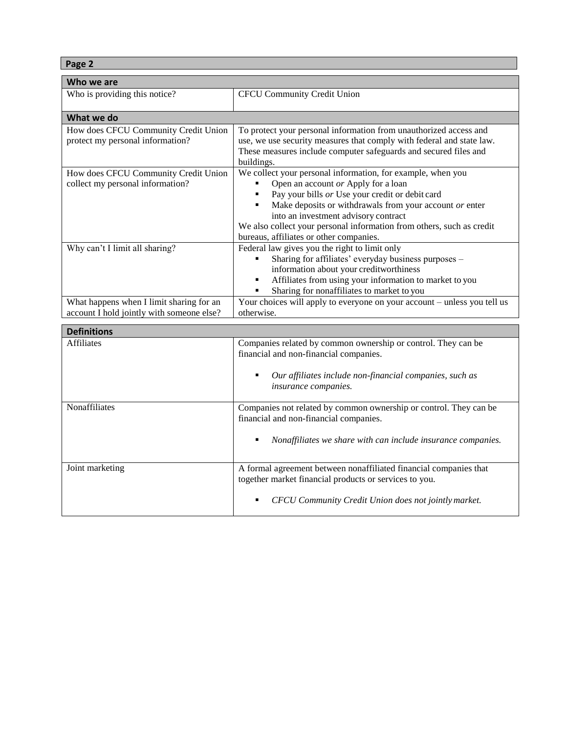## Page 2

| Who we are | |
|---|---|
| Who is providing this notice? | CFCU Community Credit Union |

| What we do | |
|---|---|
| How does CFCU Community Credit Union protect my personal information? | To protect your personal information from unauthorized access and use, we use security measures that comply with federal and state law. These measures include computer safeguards and secured files and buildings. |
| How does CFCU Community Credit Union collect my personal information? | We collect your personal information, for example, when you <br>▪ Open an account *or* Apply for a loan <br>▪ Pay your bills *or* Use your credit or debit card <br>▪ Make deposits or withdrawals from your account *or* enter into an investment advisory contract <br>We also collect your personal information from others, such as credit bureaus, affiliates or other companies. |
| Why can't I limit all sharing? | Federal law gives you the right to limit only <br>▪ Sharing for affiliates' everyday business purposes – information about your creditworthiness <br>▪ Affiliates from using your information to market to you <br>▪ Sharing for nonaffiliates to market to you |
| What happens when I limit sharing for an account I hold jointly with someone else? | Your choices will apply to everyone on your account – unless you tell us otherwise. |

| Definitions | |
|---|---|
| Affiliates | Companies related by common ownership or control. They can be financial and non-financial companies. <br>▪ *Our affiliates include non-financial companies, such as insurance companies.* |
| Nonaffiliates | Companies not related by common ownership or control. They can be financial and non-financial companies. <br>▪ *Nonaffiliates we share with can include insurance companies.* |
| Joint marketing | A formal agreement between nonaffiliated financial companies that together market financial products or services to you. <br>▪ *CFCU Community Credit Union does not jointly market.* |